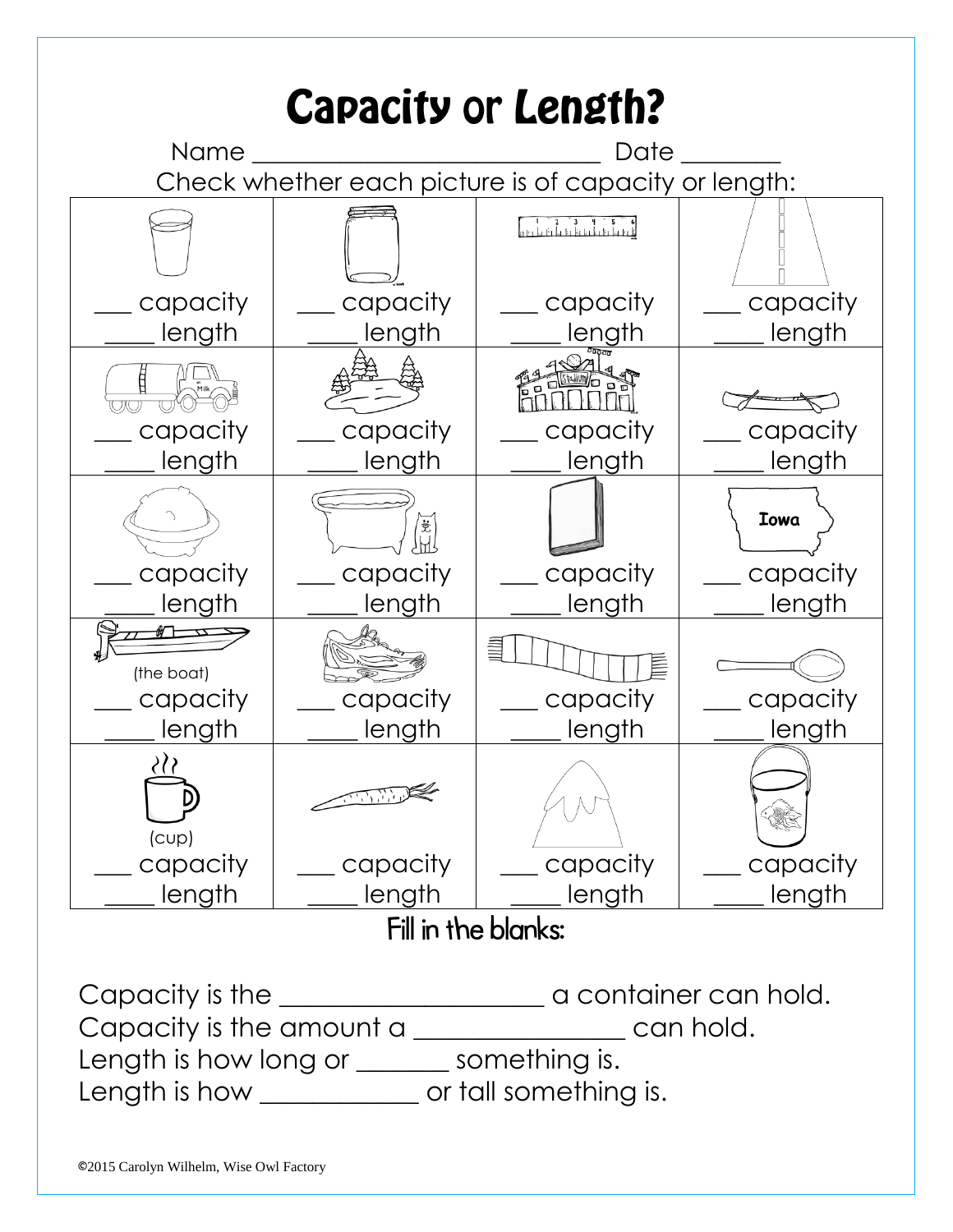# Capacity or Length?

Name ___________________________ Date ________

Check whether each picture is of capacity or length:

| | | | |
|---|---|---|---|
| ___ capacity<br>____ length | ___ capacity<br>____ length | ___ capacity<br>____ length | ___ capacity<br>____ length |
| ___ capacity<br>____ length | ___ capacity<br>____ length | ___ capacity<br>____ length | ___ capacity<br>____ length |
| ___ capacity<br>____ length | ___ capacity<br>____ length | ___ capacity<br>____ length | Iowa<br>___ capacity<br>____ length |
| (the boat)<br>___ capacity<br>____ length | ___ capacity<br>____ length | ___ capacity<br>____ length | ___ capacity<br>____ length |
| (cup)<br>___ capacity<br>____ length | ___ capacity<br>____ length | ___ capacity<br>____ length | ___ capacity<br>____ length |

## Fill in the blanks:

Capacity is the ____________________ a container can hold.

Capacity is the amount a ________________ can hold.

Length is how long or _______ something is.

Length is how ____________ or tall something is.

©2015 Carolyn Wilhelm, Wise Owl Factory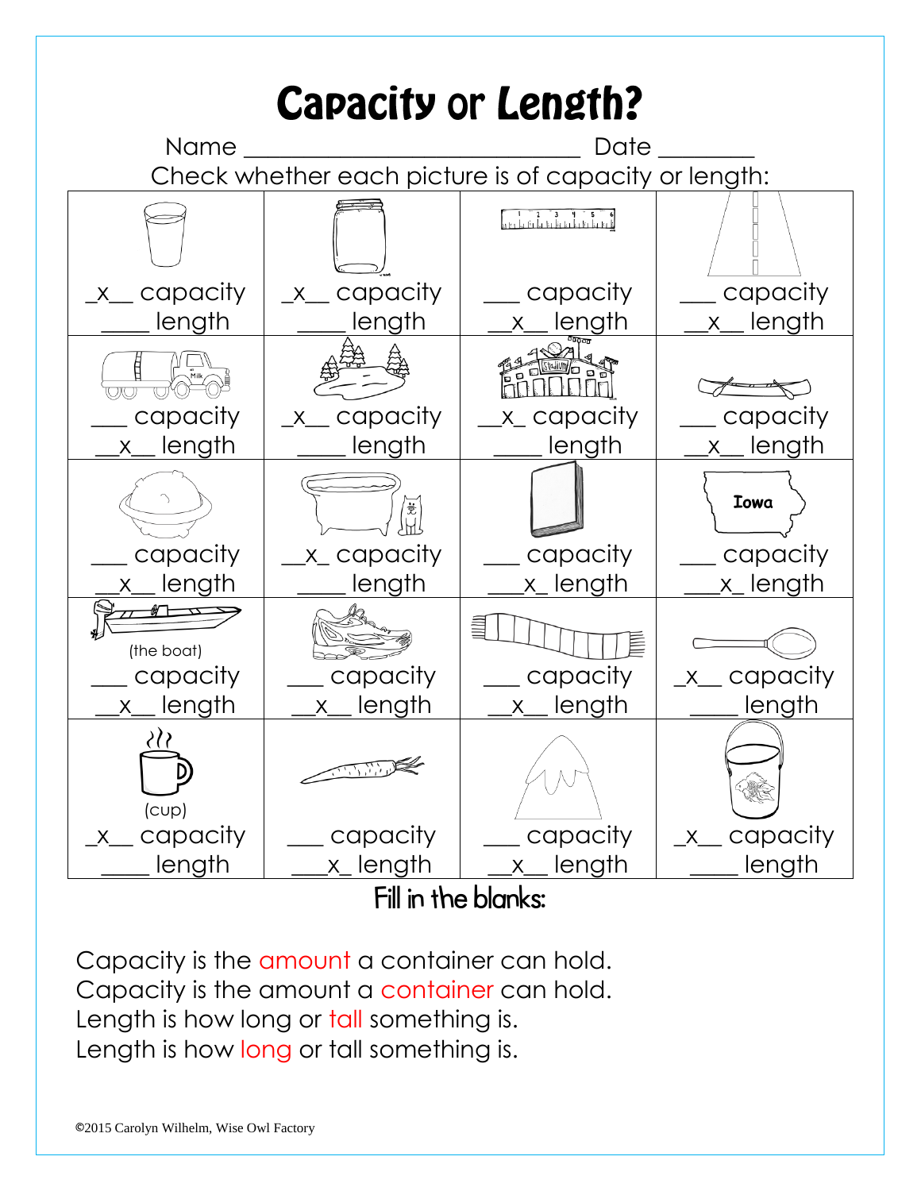# Capacity or Length?

Name ___________________________ Date ________

Check whether each picture is of capacity or length:

| | | | |
|---|---|---|---|
| _x__ capacity<br>____ length | _x__ capacity<br>____ length | ___ capacity<br>__x__ length | ___ capacity<br>__x__ length |
| ___ capacity<br>__x__ length | _x__ capacity<br>____ length | __x_ capacity<br>____ length | ___ capacity<br>__x__ length |
| ___ capacity<br>__x__ length | __x_ capacity<br>____ length | ___ capacity<br>___x_ length | Iowa<br>___ capacity<br>___x_ length |
| (the boat)<br>___ capacity<br>__x__ length | ___ capacity<br>__x__ length | ___ capacity<br>__x__ length | _x__ capacity<br>____ length |
| (cup)<br>_x__ capacity<br>____ length | ___ capacity<br>___x_ length | ___ capacity<br>__x__ length | _x__ capacity<br>____ length |

## Fill in the blanks:

Capacity is the amount a container can hold.
Capacity is the amount a container can hold.
Length is how long or tall something is.
Length is how long or tall something is.

©2015 Carolyn Wilhelm, Wise Owl Factory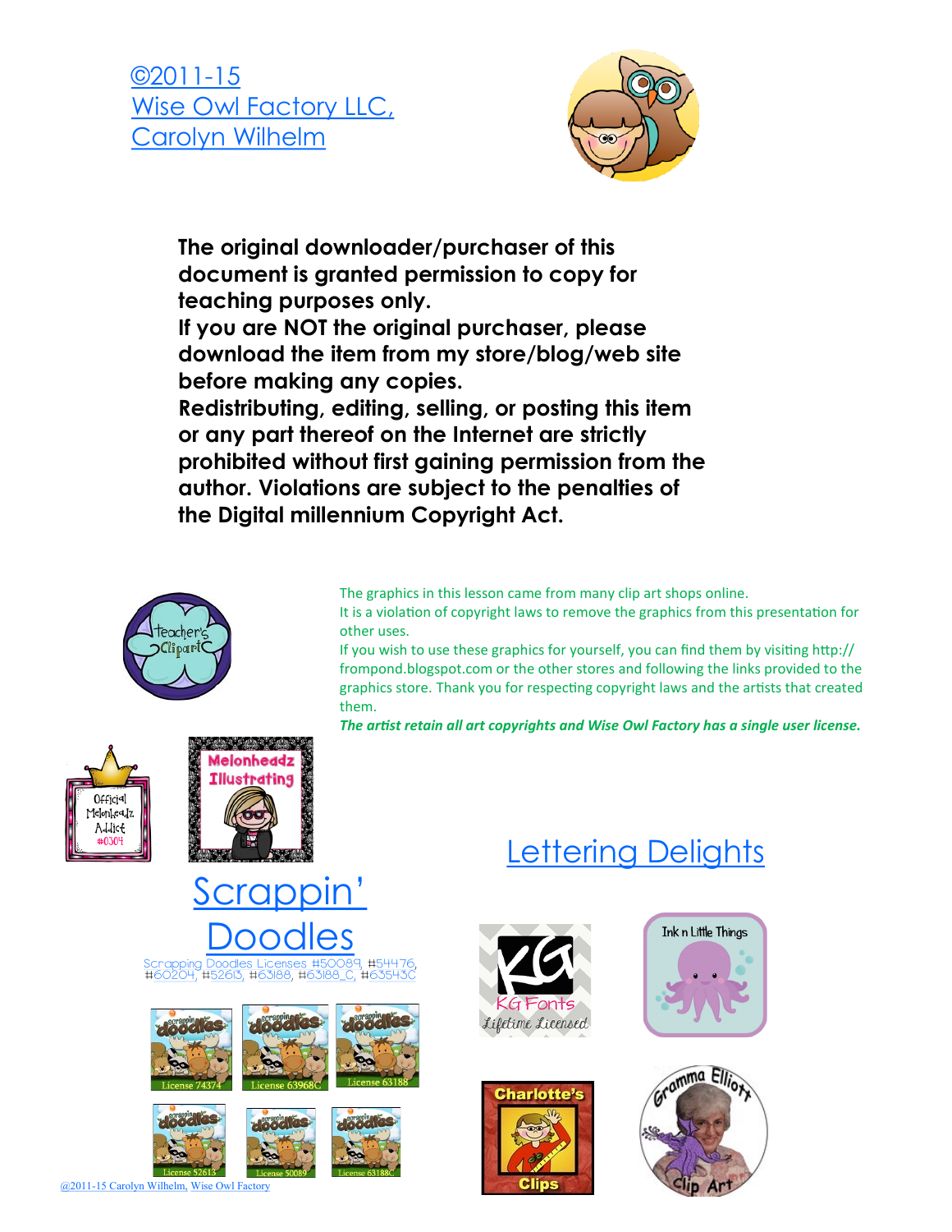©2011-15
Wise Owl Factory LLC,
Carolyn Wilhelm

**The original downloader/purchaser of this document is granted permission to copy for teaching purposes only.**
**If you are NOT the original purchaser, please download the item from my store/blog/web site before making any copies.**
**Redistributing, editing, selling, or posting this item or any part thereof on the Internet are strictly prohibited without first gaining permission from the author. Violations are subject to the penalties of the Digital millennium Copyright Act.**

The graphics in this lesson came from many clip art shops online.
It is a violation of copyright laws to remove the graphics from this presentation for other uses.
If you wish to use these graphics for yourself, you can find them by visiting http://frompond.blogspot.com or the other stores and following the links provided to the graphics store. Thank you for respecting copyright laws and the artists that created them.
***The artist retain all art copyrights and Wise Owl Factory has a single user license.***

Teacher's Clipart

Official Melonheadz Addict #0304

Melonheadz Illustrating

Lettering Delights

Scrappin' Doodles

Scrapping Doodles Licenses #50089, #54476, #60204, #52613, #63188, #63188_C, #63543C

License 74374
License 63968C
License 63188
License 52613
License 50089
License 63188C

KG Fonts Lifetime Licensed

Ink n Little Things

Charlotte's Clips

Gramma Elliott Clip Art

@2011-15 Carolyn Wilhelm, Wise Owl Factory